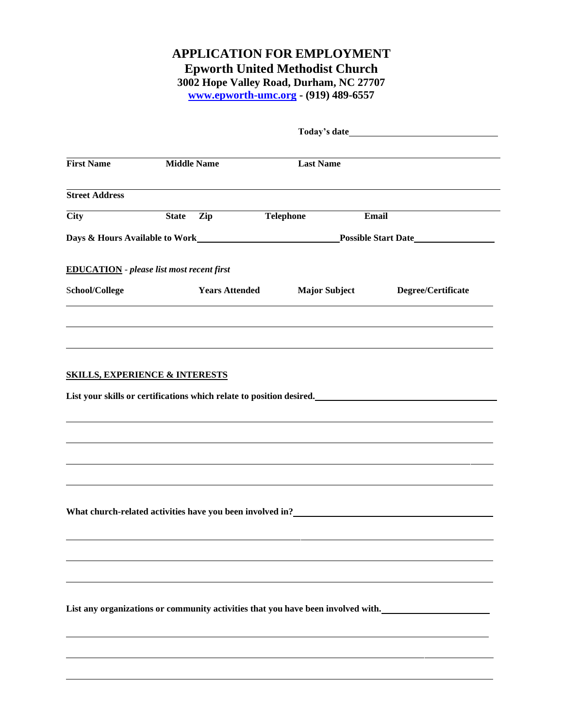# APPLICATION FOR EMPLOYMENT

## Epworth United Methodist Church

**3002 Hope Valley Road, Durham, NC 27707**

**www.epworth-umc.org - (919) 489-6557**

**Today's date**\_\_\_\_\_\_\_\_\_\_\_\_\_\_\_\_\_\_\_\_\_\_\_\_\_\_\_\_

**First Name** **Middle Name** **Last Name**

**Street Address**

**City** **State** **Zip** **Telephone** **Email**

**Days & Hours Available to Work**\_\_\_\_\_\_\_\_\_\_\_\_\_\_\_\_\_\_\_\_\_\_\_\_\_\_\_\_ **Possible Start Date**\_\_\_\_\_\_\_\_\_\_\_\_\_\_\_\_

**EDUCATION** - *please list most recent first*

| School/College | Years Attended | Major Subject | Degree/Certificate |
|---|---|---|---|
| | | | |
| | | | |
| | | | |

**SKILLS, EXPERIENCE & INTERESTS**

**List your skills or certifications which relate to position desired.**\_\_\_\_\_\_\_\_\_\_\_\_\_\_\_\_\_\_\_\_\_\_\_\_\_\_\_\_\_\_\_\_

\_\_\_\_\_\_\_\_\_\_\_\_\_\_\_\_\_\_\_\_\_\_\_\_\_\_\_\_\_\_\_\_\_\_\_\_\_\_\_\_\_\_\_\_\_\_\_\_\_\_\_\_\_\_\_\_\_\_\_\_\_\_\_\_\_\_\_\_\_\_\_\_

\_\_\_\_\_\_\_\_\_\_\_\_\_\_\_\_\_\_\_\_\_\_\_\_\_\_\_\_\_\_\_\_\_\_\_\_\_\_\_\_\_\_\_\_\_\_\_\_\_\_\_\_\_\_\_\_\_\_\_\_\_\_\_\_\_\_\_\_\_\_\_\_

\_\_\_\_\_\_\_\_\_\_\_\_\_\_\_\_\_\_\_\_\_\_\_\_\_\_\_\_\_\_\_\_\_\_\_\_\_\_\_\_\_\_\_\_\_\_\_\_\_\_\_\_\_\_\_\_\_\_\_\_\_\_\_\_\_\_\_\_\_\_\_\_

\_\_\_\_\_\_\_\_\_\_\_\_\_\_\_\_\_\_\_\_\_\_\_\_\_\_\_\_\_\_\_\_\_\_\_\_\_\_\_\_\_\_\_\_\_\_\_\_\_\_\_\_\_\_\_\_\_\_\_\_\_\_\_\_\_\_\_\_\_\_\_\_

**What church-related activities have you been involved in?**\_\_\_\_\_\_\_\_\_\_\_\_\_\_\_\_\_\_\_\_\_\_\_\_\_\_\_\_\_\_\_\_

\_\_\_\_\_\_\_\_\_\_\_\_\_\_\_\_\_\_\_\_\_\_\_\_\_\_\_\_\_\_\_\_\_\_\_\_\_\_\_\_\_\_\_\_\_\_\_\_\_\_\_\_\_\_\_\_\_\_\_\_\_\_\_\_\_\_\_\_\_\_\_\_

\_\_\_\_\_\_\_\_\_\_\_\_\_\_\_\_\_\_\_\_\_\_\_\_\_\_\_\_\_\_\_\_\_\_\_\_\_\_\_\_\_\_\_\_\_\_\_\_\_\_\_\_\_\_\_\_\_\_\_\_\_\_\_\_\_\_\_\_\_\_\_\_

\_\_\_\_\_\_\_\_\_\_\_\_\_\_\_\_\_\_\_\_\_\_\_\_\_\_\_\_\_\_\_\_\_\_\_\_\_\_\_\_\_\_\_\_\_\_\_\_\_\_\_\_\_\_\_\_\_\_\_\_\_\_\_\_\_\_\_\_\_\_\_\_

**List any organizations or community activities that you have been involved with.**\_\_\_\_\_\_\_\_\_\_\_\_\_\_\_\_\_\_\_\_

\_\_\_\_\_\_\_\_\_\_\_\_\_\_\_\_\_\_\_\_\_\_\_\_\_\_\_\_\_\_\_\_\_\_\_\_\_\_\_\_\_\_\_\_\_\_\_\_\_\_\_\_\_\_\_\_\_\_\_\_\_\_\_\_\_\_\_\_\_\_\_\_

\_\_\_\_\_\_\_\_\_\_\_\_\_\_\_\_\_\_\_\_\_\_\_\_\_\_\_\_\_\_\_\_\_\_\_\_\_\_\_\_\_\_\_\_\_\_\_\_\_\_\_\_\_\_\_\_\_\_\_\_\_\_\_\_\_\_\_\_\_\_\_\_

\_\_\_\_\_\_\_\_\_\_\_\_\_\_\_\_\_\_\_\_\_\_\_\_\_\_\_\_\_\_\_\_\_\_\_\_\_\_\_\_\_\_\_\_\_\_\_\_\_\_\_\_\_\_\_\_\_\_\_\_\_\_\_\_\_\_\_\_\_\_\_\_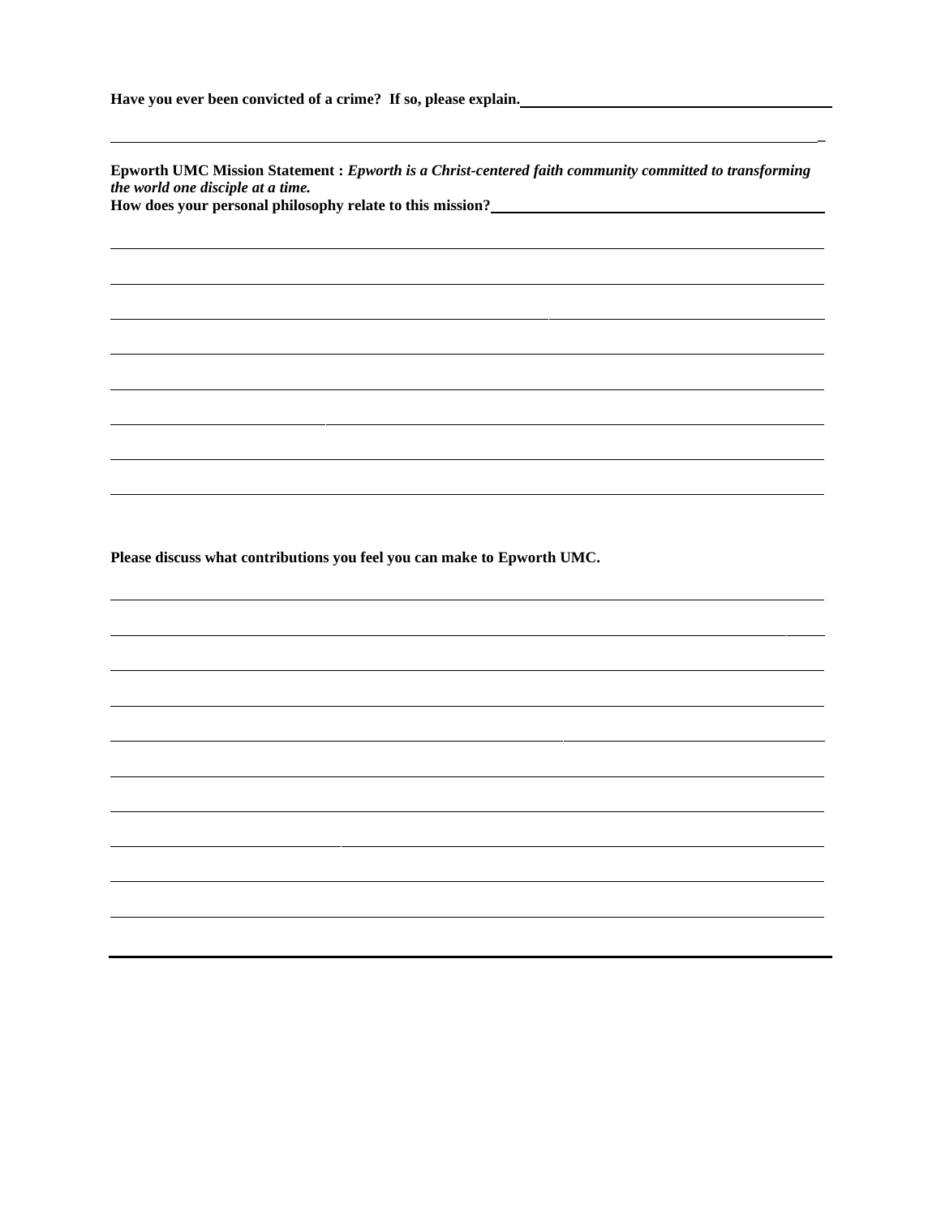**Have you ever been convicted of a crime? If so, please explain.** ______________________________

______________________________________________________________________________

**Epworth UMC Mission Statement :** ***Epworth is a Christ-centered faith community committed to transforming the world one disciple at a time.***

**How does your personal philosophy relate to this mission?** ______________________________

______________________________________________________________________________

______________________________________________________________________________

______________________________________________________________________________

______________________________________________________________________________

______________________________________________________________________________

______________________________________________________________________________

______________________________________________________________________________

______________________________________________________________________________

**Please discuss what contributions you feel you can make to Epworth UMC.**

______________________________________________________________________________

______________________________________________________________________________

______________________________________________________________________________

______________________________________________________________________________

______________________________________________________________________________

______________________________________________________________________________

______________________________________________________________________________

______________________________________________________________________________

______________________________________________________________________________

______________________________________________________________________________

______________________________________________________________________________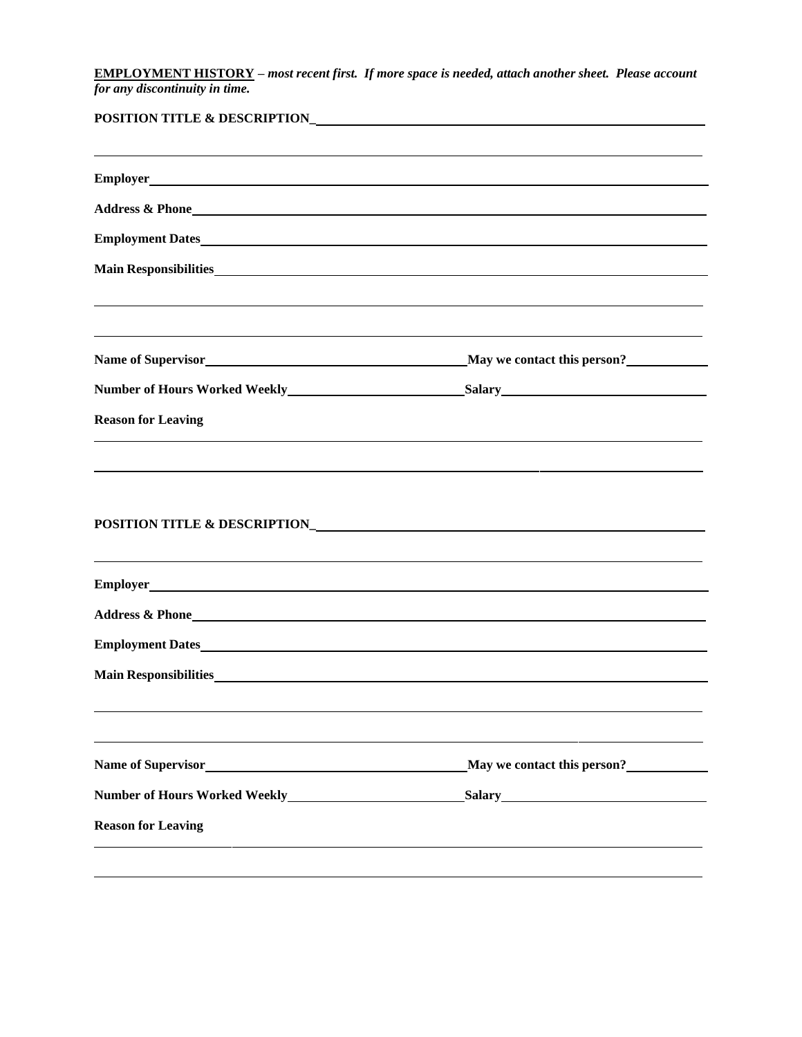**EMPLOYMENT HISTORY** – ***most recent first. If more space is needed, attach another sheet. Please account for any discontinuity in time.***

**POSITION TITLE & DESCRIPTION**\_\_\_\_\_\_\_\_\_\_\_\_\_\_\_\_\_\_\_\_\_\_\_\_\_\_\_\_\_\_\_\_\_\_\_\_\_\_\_\_\_\_\_\_\_\_\_\_\_\_\_\_\_\_

\_\_\_\_\_\_\_\_\_\_\_\_\_\_\_\_\_\_\_\_\_\_\_\_\_\_\_\_\_\_\_\_\_\_\_\_\_\_\_\_\_\_\_\_\_\_\_\_\_\_\_\_\_\_\_\_\_\_\_\_\_\_\_\_\_\_\_\_\_\_\_\_\_\_\_\_\_\_\_\_\_\_\_\_

**Employer**\_\_\_\_\_\_\_\_\_\_\_\_\_\_\_\_\_\_\_\_\_\_\_\_\_\_\_\_\_\_\_\_\_\_\_\_\_\_\_\_\_\_\_\_\_\_\_\_\_\_\_\_\_\_\_\_\_\_\_\_\_\_\_\_\_\_\_\_\_\_\_\_\_\_

**Address & Phone**\_\_\_\_\_\_\_\_\_\_\_\_\_\_\_\_\_\_\_\_\_\_\_\_\_\_\_\_\_\_\_\_\_\_\_\_\_\_\_\_\_\_\_\_\_\_\_\_\_\_\_\_\_\_\_\_\_\_\_\_\_\_\_\_\_\_\_\_

**Employment Dates**\_\_\_\_\_\_\_\_\_\_\_\_\_\_\_\_\_\_\_\_\_\_\_\_\_\_\_\_\_\_\_\_\_\_\_\_\_\_\_\_\_\_\_\_\_\_\_\_\_\_\_\_\_\_\_\_\_\_\_\_\_\_\_\_\_\_

**Main Responsibilities**\_\_\_\_\_\_\_\_\_\_\_\_\_\_\_\_\_\_\_\_\_\_\_\_\_\_\_\_\_\_\_\_\_\_\_\_\_\_\_\_\_\_\_\_\_\_\_\_\_\_\_\_\_\_\_\_\_\_\_\_\_\_\_

\_\_\_\_\_\_\_\_\_\_\_\_\_\_\_\_\_\_\_\_\_\_\_\_\_\_\_\_\_\_\_\_\_\_\_\_\_\_\_\_\_\_\_\_\_\_\_\_\_\_\_\_\_\_\_\_\_\_\_\_\_\_\_\_\_\_\_\_\_\_\_\_\_\_\_\_\_\_\_\_\_\_\_\_

\_\_\_\_\_\_\_\_\_\_\_\_\_\_\_\_\_\_\_\_\_\_\_\_\_\_\_\_\_\_\_\_\_\_\_\_\_\_\_\_\_\_\_\_\_\_\_\_\_\_\_\_\_\_\_\_\_\_\_\_\_\_\_\_\_\_\_\_\_\_\_\_\_\_\_\_\_\_\_\_\_\_\_\_

**Name of Supervisor**\_\_\_\_\_\_\_\_\_\_\_\_\_\_\_\_\_\_\_\_\_\_\_\_\_\_\_\_\_\_\_\_\_\_\_\_\_\_**May we contact this person?**\_\_\_\_\_\_\_\_\_\_\_\_

**Number of Hours Worked Weekly**\_\_\_\_\_\_\_\_\_\_\_\_\_\_\_\_\_\_\_\_\_\_\_\_\_**Salary**\_\_\_\_\_\_\_\_\_\_\_\_\_\_\_\_\_\_\_\_\_\_\_\_\_\_\_\_\_\_

**Reason for Leaving**

\_\_\_\_\_\_\_\_\_\_\_\_\_\_\_\_\_\_\_\_\_\_\_\_\_\_\_\_\_\_\_\_\_\_\_\_\_\_\_\_\_\_\_\_\_\_\_\_\_\_\_\_\_\_\_\_\_\_\_\_\_\_\_\_\_\_\_\_\_\_\_\_\_\_\_\_\_\_\_\_\_\_\_\_

\_\_\_\_\_\_\_\_\_\_\_\_\_\_\_\_\_\_\_\_\_\_\_\_\_\_\_\_\_\_\_\_\_\_\_\_\_\_\_\_\_\_\_\_\_\_\_\_\_\_\_\_\_\_\_\_\_\_\_\_\_\_\_\_\_\_\_\_\_\_\_\_\_\_\_\_\_\_\_\_\_\_\_\_

**POSITION TITLE & DESCRIPTION**\_\_\_\_\_\_\_\_\_\_\_\_\_\_\_\_\_\_\_\_\_\_\_\_\_\_\_\_\_\_\_\_\_\_\_\_\_\_\_\_\_\_\_\_\_\_\_\_\_\_\_\_\_\_

\_\_\_\_\_\_\_\_\_\_\_\_\_\_\_\_\_\_\_\_\_\_\_\_\_\_\_\_\_\_\_\_\_\_\_\_\_\_\_\_\_\_\_\_\_\_\_\_\_\_\_\_\_\_\_\_\_\_\_\_\_\_\_\_\_\_\_\_\_\_\_\_\_\_\_\_\_\_\_\_\_\_\_\_

**Employer**\_\_\_\_\_\_\_\_\_\_\_\_\_\_\_\_\_\_\_\_\_\_\_\_\_\_\_\_\_\_\_\_\_\_\_\_\_\_\_\_\_\_\_\_\_\_\_\_\_\_\_\_\_\_\_\_\_\_\_\_\_\_\_\_\_\_\_\_\_\_\_\_\_\_

**Address & Phone**\_\_\_\_\_\_\_\_\_\_\_\_\_\_\_\_\_\_\_\_\_\_\_\_\_\_\_\_\_\_\_\_\_\_\_\_\_\_\_\_\_\_\_\_\_\_\_\_\_\_\_\_\_\_\_\_\_\_\_\_\_\_\_\_\_\_\_\_

**Employment Dates**\_\_\_\_\_\_\_\_\_\_\_\_\_\_\_\_\_\_\_\_\_\_\_\_\_\_\_\_\_\_\_\_\_\_\_\_\_\_\_\_\_\_\_\_\_\_\_\_\_\_\_\_\_\_\_\_\_\_\_\_\_\_\_\_\_\_

**Main Responsibilities**\_\_\_\_\_\_\_\_\_\_\_\_\_\_\_\_\_\_\_\_\_\_\_\_\_\_\_\_\_\_\_\_\_\_\_\_\_\_\_\_\_\_\_\_\_\_\_\_\_\_\_\_\_\_\_\_\_\_\_\_\_\_\_

\_\_\_\_\_\_\_\_\_\_\_\_\_\_\_\_\_\_\_\_\_\_\_\_\_\_\_\_\_\_\_\_\_\_\_\_\_\_\_\_\_\_\_\_\_\_\_\_\_\_\_\_\_\_\_\_\_\_\_\_\_\_\_\_\_\_\_\_\_\_\_\_\_\_\_\_\_\_\_\_\_\_\_\_

\_\_\_\_\_\_\_\_\_\_\_\_\_\_\_\_\_\_\_\_\_\_\_\_\_\_\_\_\_\_\_\_\_\_\_\_\_\_\_\_\_\_\_\_\_\_\_\_\_\_\_\_\_\_\_\_\_\_\_\_\_\_\_\_\_\_\_\_\_\_\_\_\_\_\_\_\_\_\_\_\_\_\_\_

**Name of Supervisor**\_\_\_\_\_\_\_\_\_\_\_\_\_\_\_\_\_\_\_\_\_\_\_\_\_\_\_\_\_\_\_\_\_\_\_\_\_\_**May we contact this person?**\_\_\_\_\_\_\_\_\_\_\_\_

**Number of Hours Worked Weekly**\_\_\_\_\_\_\_\_\_\_\_\_\_\_\_\_\_\_\_\_\_\_\_\_\_**Salary**\_\_\_\_\_\_\_\_\_\_\_\_\_\_\_\_\_\_\_\_\_\_\_\_\_\_\_\_\_\_

**Reason for Leaving**

\_\_\_\_\_\_\_\_\_\_\_\_\_\_\_\_\_\_\_\_\_\_\_\_\_\_\_\_\_\_\_\_\_\_\_\_\_\_\_\_\_\_\_\_\_\_\_\_\_\_\_\_\_\_\_\_\_\_\_\_\_\_\_\_\_\_\_\_\_\_\_\_\_\_\_\_\_\_\_\_\_\_\_\_

\_\_\_\_\_\_\_\_\_\_\_\_\_\_\_\_\_\_\_\_\_\_\_\_\_\_\_\_\_\_\_\_\_\_\_\_\_\_\_\_\_\_\_\_\_\_\_\_\_\_\_\_\_\_\_\_\_\_\_\_\_\_\_\_\_\_\_\_\_\_\_\_\_\_\_\_\_\_\_\_\_\_\_\_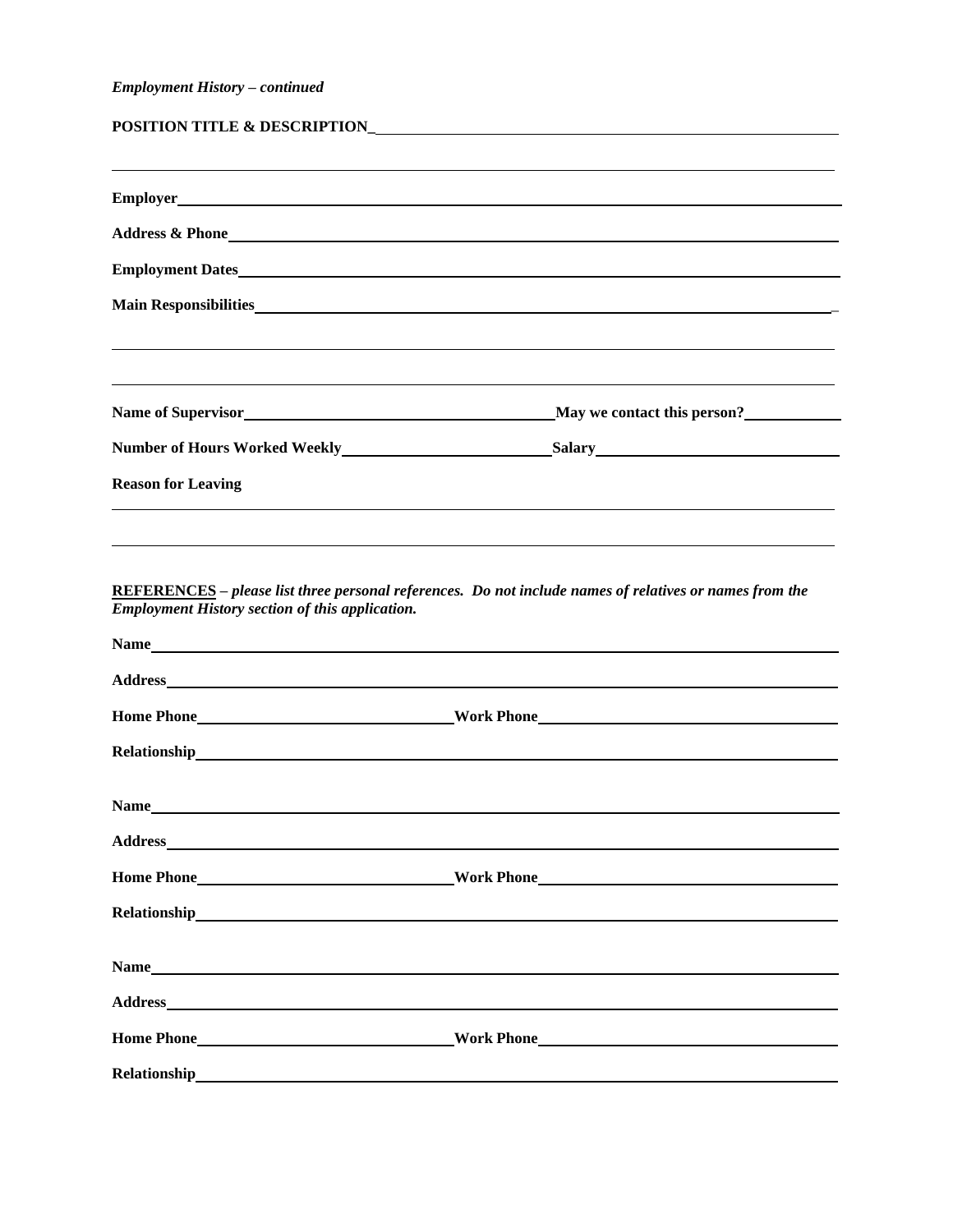*Employment History – continued*

**POSITION TITLE & DESCRIPTION**_______________________________________________

_______________________________________________________________________

**Employer**_____________________________________________________________

**Address & Phone**_______________________________________________________

**Employment Dates**______________________________________________________

**Main Responsibilities**___________________________________________________

_______________________________________________________________________

_______________________________________________________________________

**Name of Supervisor**______________________________ **May we contact this person?**__________

**Number of Hours Worked Weekly**____________________ **Salary**______________________

**Reason for Leaving**

_______________________________________________________________________

_______________________________________________________________________

**REFERENCES** – ***please list three personal references. Do not include names of relatives or names from the Employment History section of this application.***

**Name**_________________________________________________________________

**Address**_______________________________________________________________

**Home Phone**_________________________ **Work Phone**____________________________

**Relationship**___________________________________________________________

**Name**_________________________________________________________________

**Address**_______________________________________________________________

**Home Phone**_________________________ **Work Phone**____________________________

**Relationship**___________________________________________________________

**Name**_________________________________________________________________

**Address**_______________________________________________________________

**Home Phone**_________________________ **Work Phone**____________________________

**Relationship**___________________________________________________________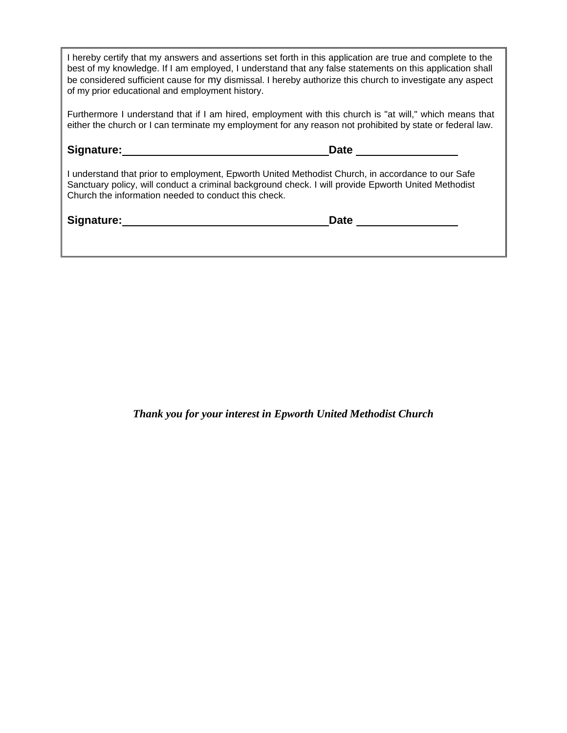I hereby certify that my answers and assertions set forth in this application are true and complete to the best of my knowledge. If I am employed, I understand that any false statements on this application shall be considered sufficient cause for my dismissal. I hereby authorize this church to investigate any aspect of my prior educational and employment history.

Furthermore I understand that if I am hired, employment with this church is "at will," which means that either the church or I can terminate my employment for any reason not prohibited by state or federal law.

**Signature:**\_\_\_\_\_\_\_\_\_\_\_\_\_\_\_\_\_\_\_\_\_\_\_\_\_\_\_\_\_\_\_\_ **Date** \_\_\_\_\_\_\_\_\_\_\_\_\_\_\_\_

I understand that prior to employment, Epworth United Methodist Church, in accordance to our Safe Sanctuary policy, will conduct a criminal background check. I will provide Epworth United Methodist Church the information needed to conduct this check.

**Signature:**\_\_\_\_\_\_\_\_\_\_\_\_\_\_\_\_\_\_\_\_\_\_\_\_\_\_\_\_\_\_\_\_ **Date** \_\_\_\_\_\_\_\_\_\_\_\_\_\_\_\_

***Thank you for your interest in Epworth United Methodist Church***